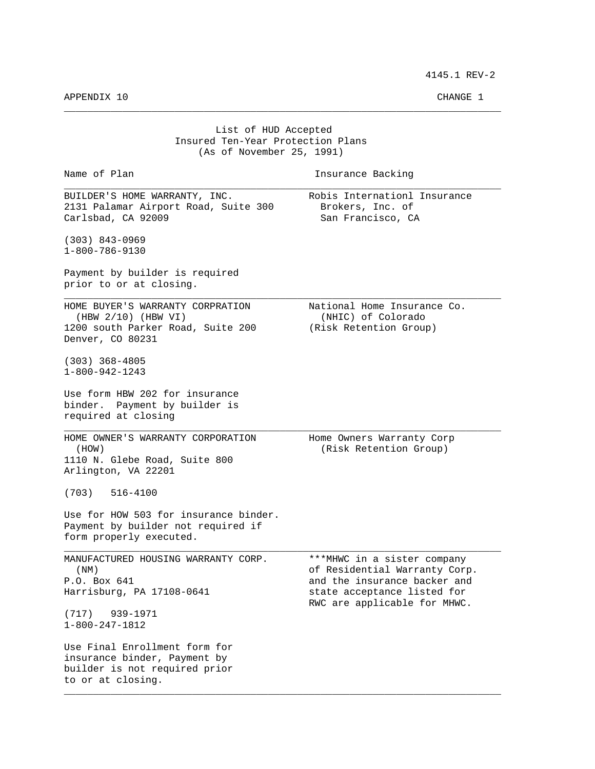4145.1 REV-2

APPENDIX 10 CHANGE 1

# List of HUD Accepted Insured Ten-Year Protection Plans (As of November 25, 1991)

| Name of Plan | Insurance Backing |
|---|---|
| BUILDER'S HOME WARRANTY, INC.<br>2131 Palamar Airport Road, Suite 300<br>Carlsbad, CA 92009<br><br>(303) 843-0969<br>1-800-786-9130<br><br>Payment by builder is required prior to or at closing. | Robis Internationl Insurance Brokers, Inc. of San Francisco, CA |
| HOME BUYER'S WARRANTY CORPRATION (HBW 2/10) (HBW VI)<br>1200 south Parker Road, Suite 200<br>Denver, CO 80231<br><br>(303) 368-4805<br>1-800-942-1243<br><br>Use form HBW 202 for insurance binder. Payment by builder is required at closing | National Home Insurance Co. (NHIC) of Colorado (Risk Retention Group) |
| HOME OWNER'S WARRANTY CORPORATION (HOW)<br>1110 N. Glebe Road, Suite 800<br>Arlington, VA 22201<br><br>(703) 516-4100<br><br>Use for HOW 503 for insurance binder. Payment by builder not required if form properly executed. | Home Owners Warranty Corp (Risk Retention Group) |
| MANUFACTURED HOUSING WARRANTY CORP. (NM)<br>P.O. Box 641<br>Harrisburg, PA 17108-0641<br><br>(717) 939-1971<br>1-800-247-1812<br><br>Use Final Enrollment form for insurance binder, Payment by builder is not required prior to or at closing. | ***MHWC in a sister company of Residential Warranty Corp. and the insurance backer and state acceptance listed for RWC are applicable for MHWC. |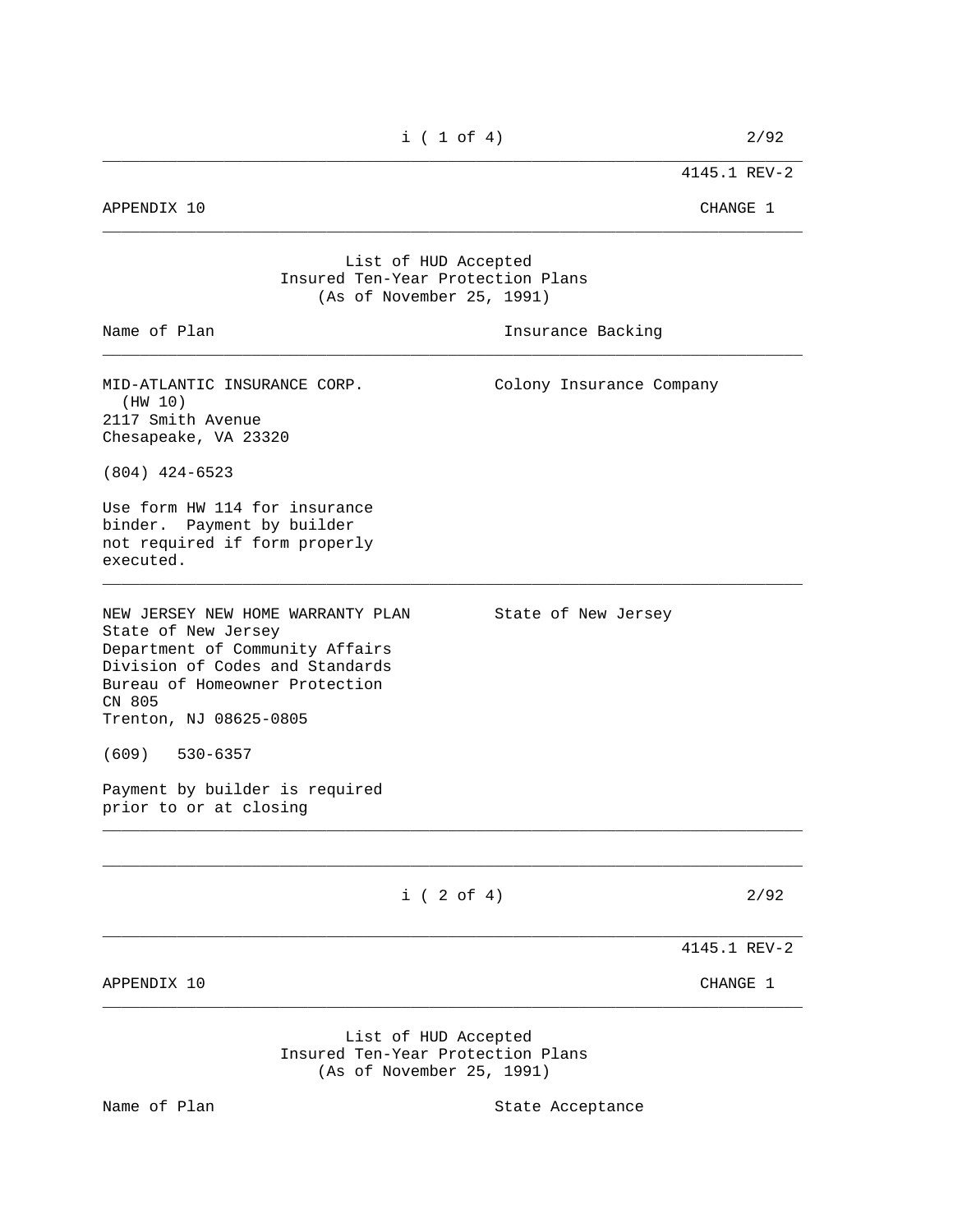# List of HUD Accepted Insured Ten-Year Protection Plans

(As of November 25, 1991)

| Name of Plan | Insurance Backing |
| --- | --- |
| MID-ATLANTIC INSURANCE CORP. (HW 10)<br>2117 Smith Avenue<br>Chesapeake, VA 23320<br><br>(804) 424-6523<br><br>Use form HW 114 for insurance binder. Payment by builder not required if form properly executed. | Colony Insurance Company |
| NEW JERSEY NEW HOME WARRANTY PLAN<br>State of New Jersey<br>Department of Community Affairs<br>Division of Codes and Standards<br>Bureau of Homeowner Protection<br>CN 805<br>Trenton, NJ 08625-0805<br><br>(609) 530-6357<br><br>Payment by builder is required prior to or at closing | State of New Jersey |

# List of HUD Accepted Insured Ten-Year Protection Plans

(As of November 25, 1991)

| Name of Plan | State Acceptance |
| --- | --- |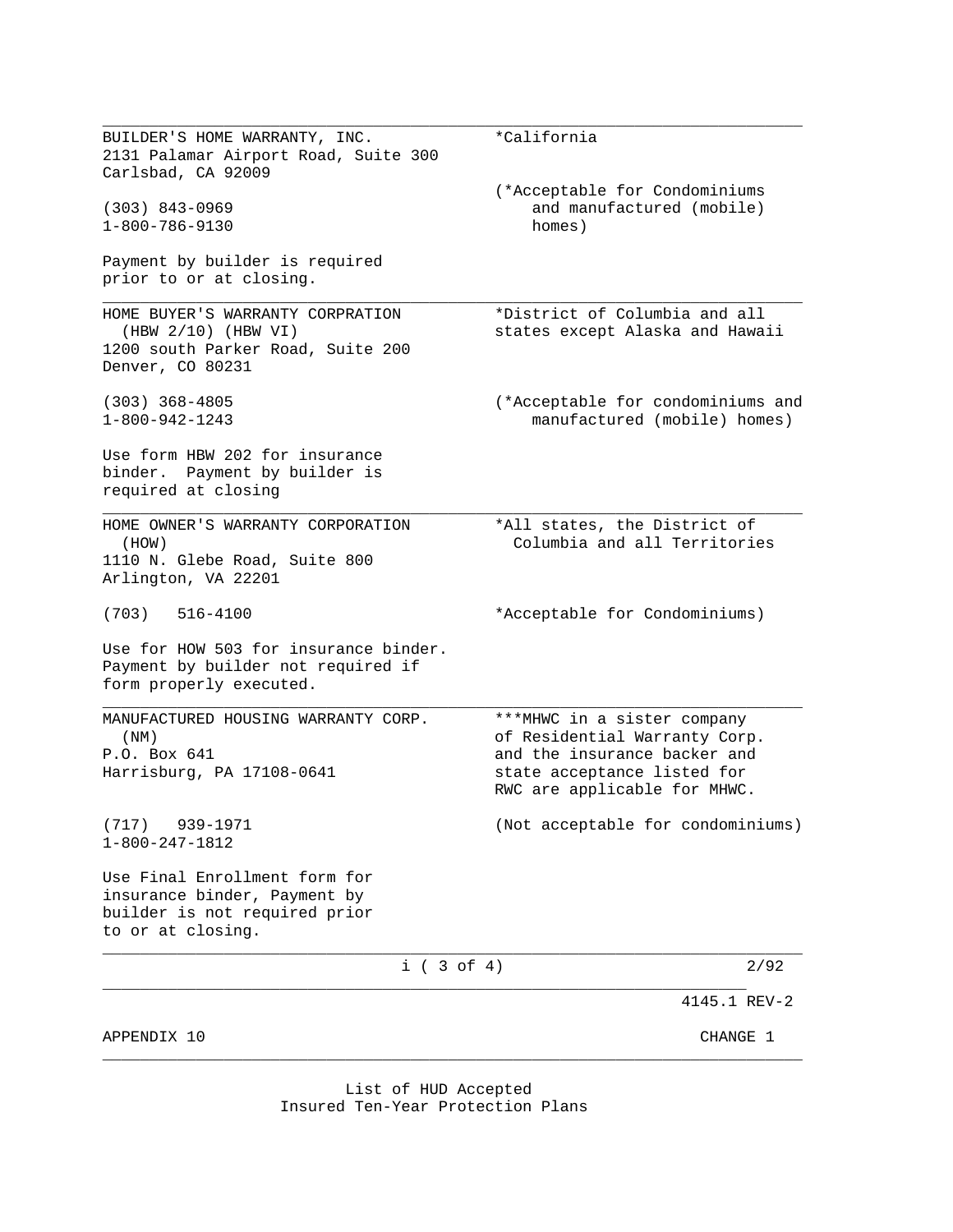| | |
|---|---|
| BUILDER'S HOME WARRANTY, INC.<br>2131 Palamar Airport Road, Suite 300<br>Carlsbad, CA 92009<br><br>(303) 843-0969<br>1-800-786-9130<br><br>Payment by builder is required prior to or at closing. | *California<br><br>(*Acceptable for Condominiums and manufactured (mobile) homes) |
| HOME BUYER'S WARRANTY CORPRATION<br>(HBW 2/10) (HBW VI)<br>1200 south Parker Road, Suite 200<br>Denver, CO 80231<br><br>(303) 368-4805<br>1-800-942-1243<br><br>Use form HBW 202 for insurance binder. Payment by builder is required at closing | *District of Columbia and all states except Alaska and Hawaii<br><br>(*Acceptable for condominiums and manufactured (mobile) homes) |
| HOME OWNER'S WARRANTY CORPORATION<br>(HOW)<br>1110 N. Glebe Road, Suite 800<br>Arlington, VA 22201<br><br>(703) 516-4100<br><br>Use for HOW 503 for insurance binder. Payment by builder not required if form properly executed. | *All states, the District of Columbia and all Territories<br><br>*Acceptable for Condominiums) |
| MANUFACTURED HOUSING WARRANTY CORP.<br>(NM)<br>P.O. Box 641<br>Harrisburg, PA 17108-0641<br><br>(717) 939-1971<br>1-800-247-1812<br><br>Use Final Enrollment form for insurance binder, Payment by builder is not required prior to or at closing. | ***MHWC in a sister company of Residential Warranty Corp. and the insurance backer and state acceptance listed for RWC are applicable for MHWC.<br><br>(Not acceptable for condominiums) |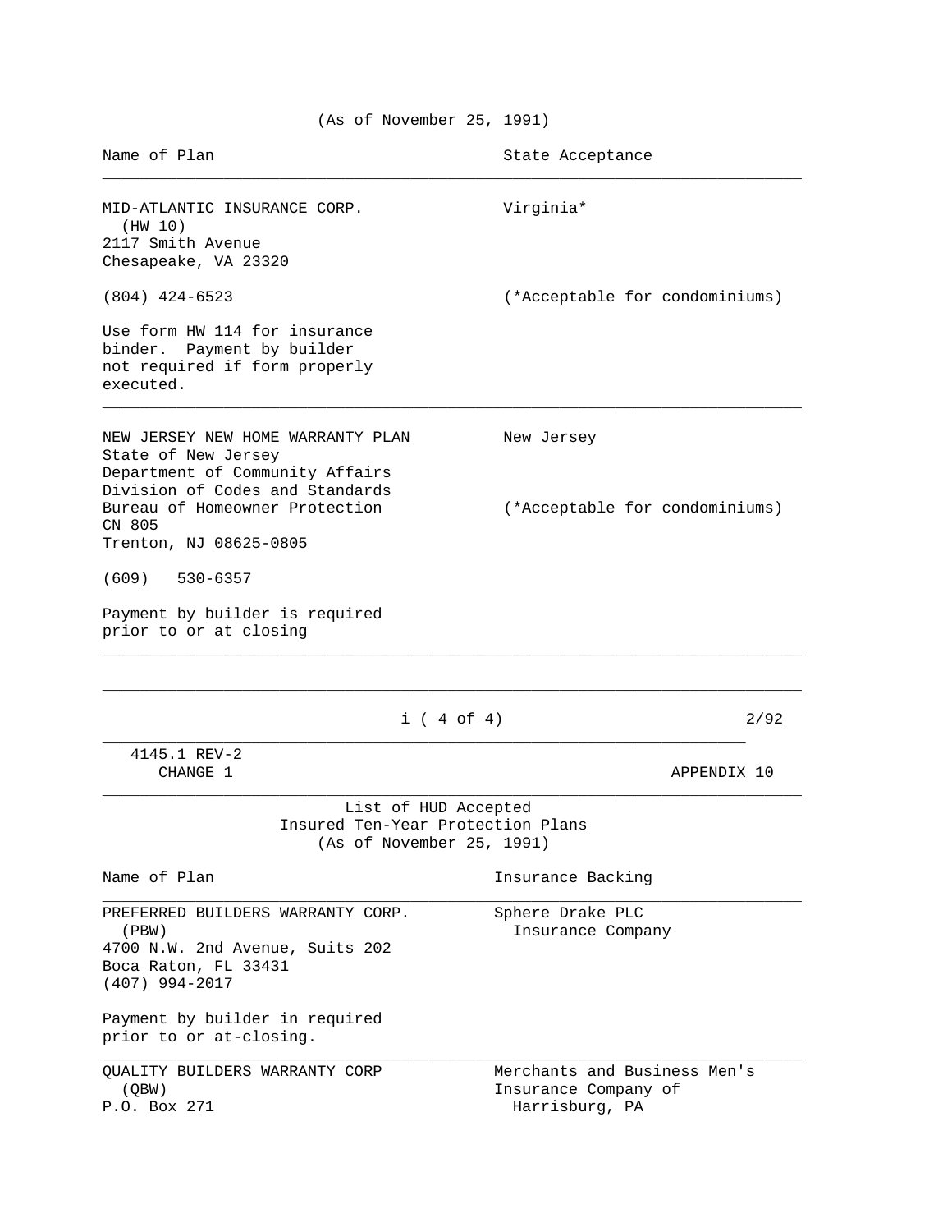(As of November 25, 1991)

| Name of Plan | State Acceptance |
|---|---|
| MID-ATLANTIC INSURANCE CORP. (HW 10) 2117 Smith Avenue Chesapeake, VA 23320 (804) 424-6523 Use form HW 114 for insurance binder. Payment by builder not required if form properly executed. | Virginia* (*Acceptable for condominiums) |
| NEW JERSEY NEW HOME WARRANTY PLAN State of New Jersey Department of Community Affairs Division of Codes and Standards Bureau of Homeowner Protection CN 805 Trenton, NJ 08625-0805 (609) 530-6357 Payment by builder is required prior to or at closing | New Jersey (*Acceptable for condominiums) |

4145.1 REV-2
CHANGE 1

APPENDIX 10

## List of HUD Accepted Insured Ten-Year Protection Plans

(As of November 25, 1991)

| Name of Plan | Insurance Backing |
|---|---|
| PREFERRED BUILDERS WARRANTY CORP. (PBW) 4700 N.W. 2nd Avenue, Suits 202 Boca Raton, FL 33431 (407) 994-2017 Payment by builder in required prior to or at-closing. | Sphere Drake PLC Insurance Company |
| QUALITY BUILDERS WARRANTY CORP (QBW) P.O. Box 271 | Merchants and Business Men's Insurance Company of Harrisburg, PA |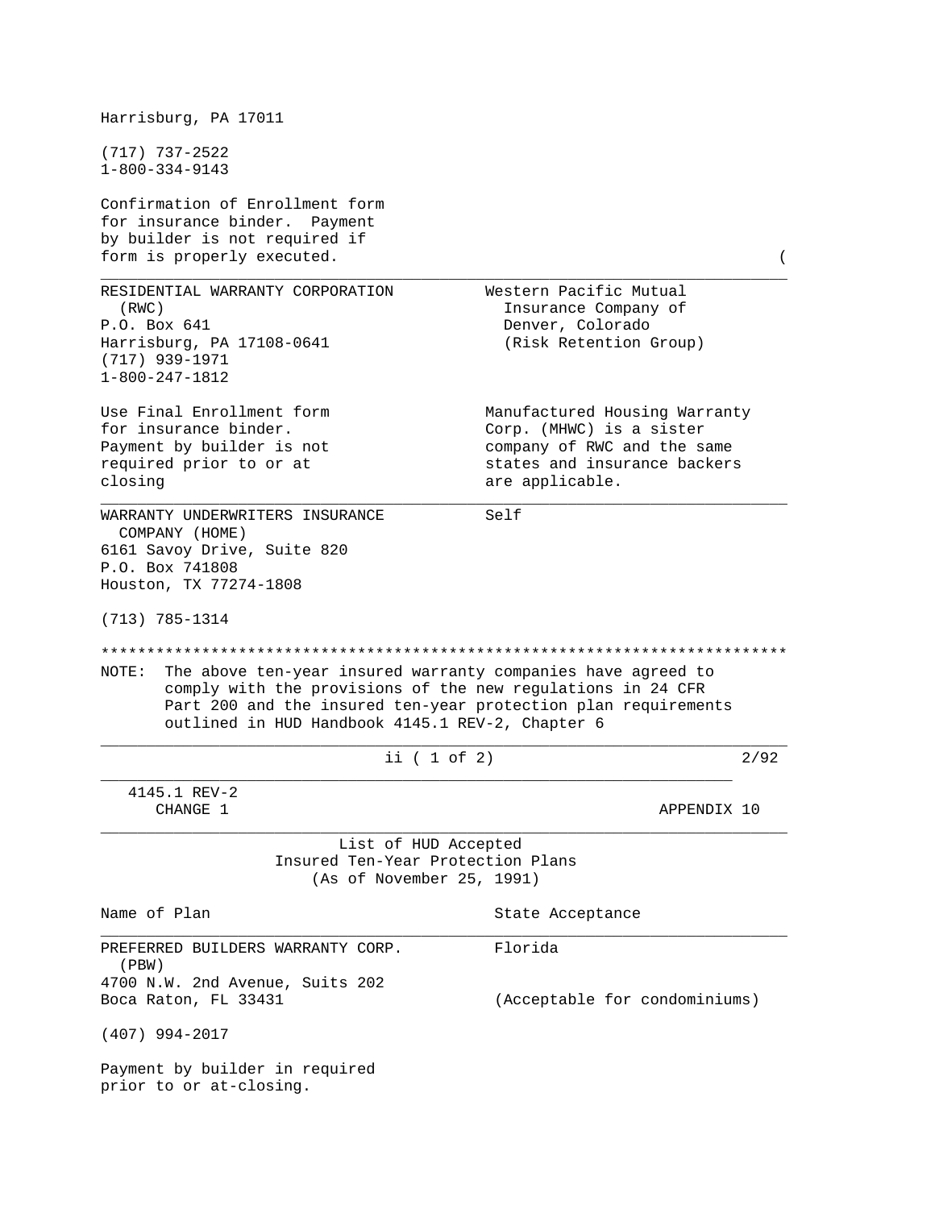Harrisburg, PA 17011

(717) 737-2522
1-800-334-9143

Confirmation of Enrollment form for insurance binder. Payment by builder is not required if form is properly executed. (

| Name of Plan | State Acceptance |
|---|---|
| RESIDENTIAL WARRANTY CORPORATION (RWC)<br>P.O. Box 641<br>Harrisburg, PA 17108-0641<br>(717) 939-1971<br>1-800-247-1812<br><br>Use Final Enrollment form for insurance binder. Payment by builder is not required prior to or at closing | Western Pacific Mutual Insurance Company of Denver, Colorado (Risk Retention Group)<br><br>Manufactured Housing Warranty Corp. (MHWC) is a sister company of RWC and the same states and insurance backers are applicable. |
| WARRANTY UNDERWRITERS INSURANCE COMPANY (HOME)<br>6161 Savoy Drive, Suite 820<br>P.O. Box 741808<br>Houston, TX 77274-1808<br><br>(713) 785-1314 | Self |

NOTE: The above ten-year insured warranty companies have agreed to comply with the provisions of the new regulations in 24 CFR Part 200 and the insured ten-year protection plan requirements outlined in HUD Handbook 4145.1 REV-2, Chapter 6

4145.1 REV-2
CHANGE 1

APPENDIX 10

## List of HUD Accepted Insured Ten-Year Protection Plans (As of November 25, 1991)

| Name of Plan | State Acceptance |
|---|---|
| PREFERRED BUILDERS WARRANTY CORP. (PBW)<br>4700 N.W. 2nd Avenue, Suits 202<br>Boca Raton, FL 33431<br><br>(407) 994-2017<br><br>Payment by builder in required prior to or at-closing. | Florida<br><br>(Acceptable for condominiums) |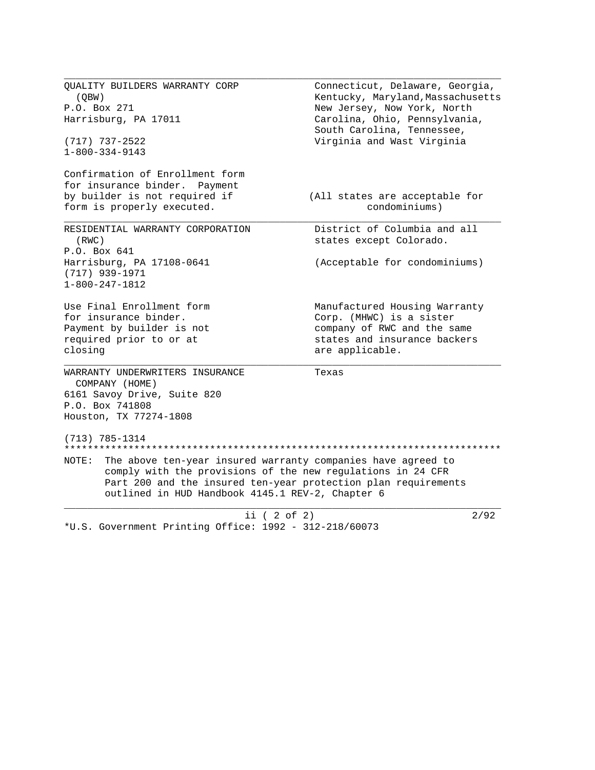| | |
|---|---|
| QUALITY BUILDERS WARRANTY CORP (QBW)<br>P.O. Box 271<br>Harrisburg, PA 17011<br><br>(717) 737-2522<br>1-800-334-9143<br><br>Confirmation of Enrollment form for insurance binder. Payment by builder is not required if form is properly executed. | Connecticut, Delaware, Georgia, Kentucky, Maryland,Massachusetts New Jersey, Now York, North Carolina, Ohio, Pennsylvania, South Carolina, Tennessee, Virginia and Wast Virginia<br><br>(All states are acceptable for condominiums) |
| RESIDENTIAL WARRANTY CORPORATION (RWC)<br>P.O. Box 641<br>Harrisburg, PA 17108-0641<br>(717) 939-1971<br>1-800-247-1812<br><br>Use Final Enrollment form for insurance binder. Payment by builder is not required prior to or at closing | District of Columbia and all states except Colorado.<br><br>(Acceptable for condominiums)<br><br>Manufactured Housing Warranty Corp. (MHWC) is a sister company of RWC and the same states and insurance backers are applicable. |
| WARRANTY UNDERWRITERS INSURANCE COMPANY (HOME)<br>6161 Savoy Drive, Suite 820<br>P.O. Box 741808<br>Houston, TX 77274-1808<br><br>(713) 785-1314 | Texas |

NOTE: The above ten-year insured warranty companies have agreed to comply with the provisions of the new regulations in 24 CFR Part 200 and the insured ten-year protection plan requirements outlined in HUD Handbook 4145.1 REV-2, Chapter 6

*U.S. Government Printing Office: 1992 - 312-218/60073